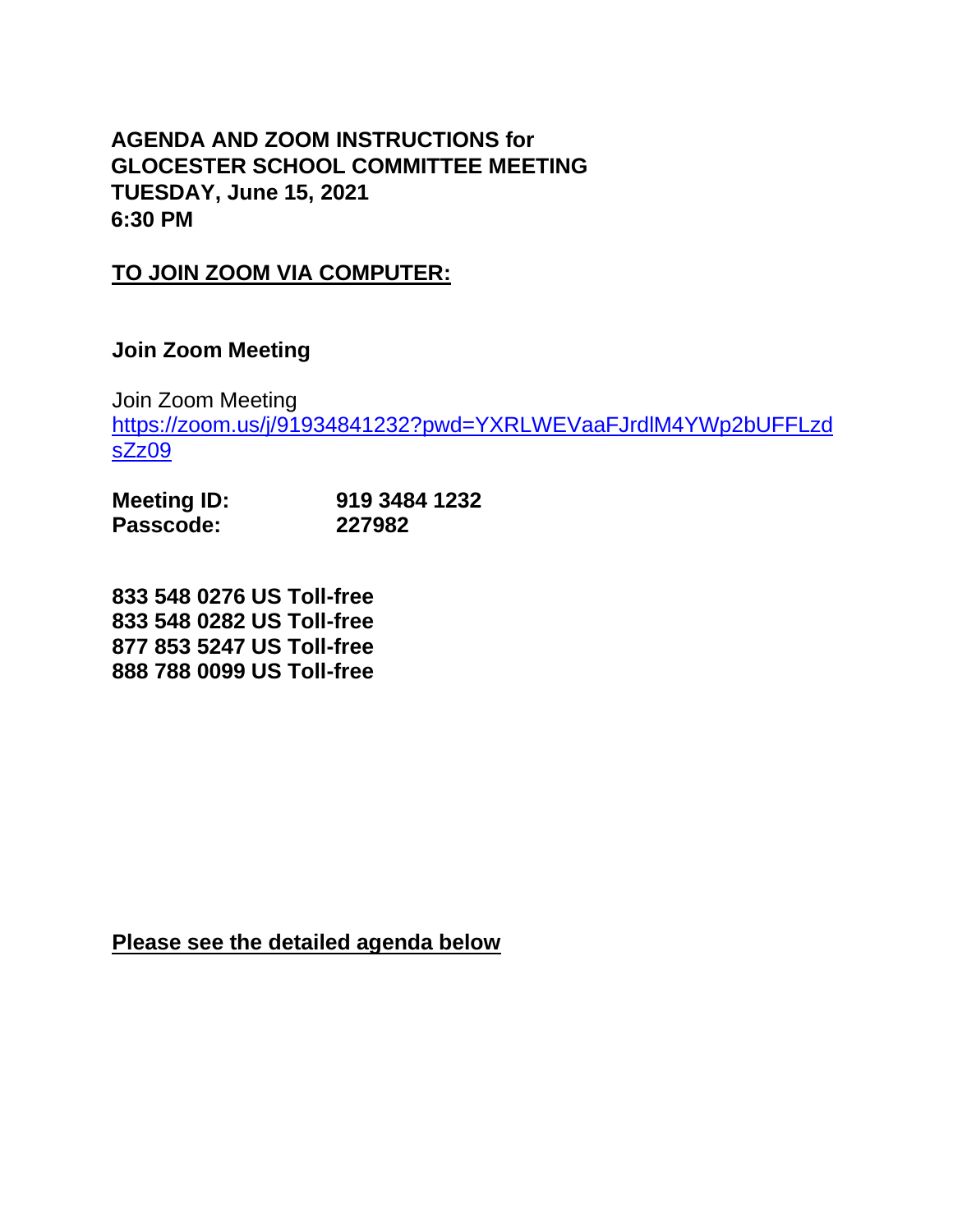**AGENDA AND ZOOM INSTRUCTIONS for**
**GLOCESTER SCHOOL COMMITTEE MEETING**
**TUESDAY, June 15, 2021**
**6:30 PM**

**TO JOIN ZOOM VIA COMPUTER:**

**Join Zoom Meeting**

Join Zoom Meeting
https://zoom.us/j/91934841232?pwd=YXRLWEVaaFJrdlM4YWp2bUFFLzdsZz09

**Meeting ID:** **919 3484 1232**
**Passcode:** **227982**

**833 548 0276 US Toll-free**
**833 548 0282 US Toll-free**
**877 853 5247 US Toll-free**
**888 788 0099 US Toll-free**

**Please see the detailed agenda below**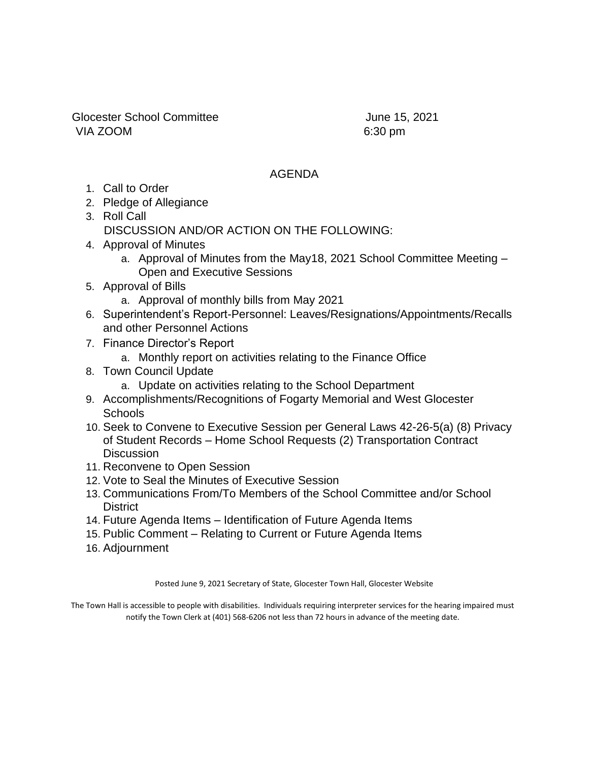Glocester School Committee June 15, 2021
VIA ZOOM 6:30 pm

## AGENDA

1. Call to Order
2. Pledge of Allegiance
3. Roll Call

   DISCUSSION AND/OR ACTION ON THE FOLLOWING:
4. Approval of Minutes
   a. Approval of Minutes from the May18, 2021 School Committee Meeting – Open and Executive Sessions
5. Approval of Bills
   a. Approval of monthly bills from May 2021
6. Superintendent's Report-Personnel: Leaves/Resignations/Appointments/Recalls and other Personnel Actions
7. Finance Director's Report
   a. Monthly report on activities relating to the Finance Office
8. Town Council Update
   a. Update on activities relating to the School Department
9. Accomplishments/Recognitions of Fogarty Memorial and West Glocester Schools
10. Seek to Convene to Executive Session per General Laws 42-26-5(a) (8) Privacy of Student Records – Home School Requests (2) Transportation Contract Discussion
11. Reconvene to Open Session
12. Vote to Seal the Minutes of Executive Session
13. Communications From/To Members of the School Committee and/or School District
14. Future Agenda Items – Identification of Future Agenda Items
15. Public Comment – Relating to Current or Future Agenda Items
16. Adjournment

Posted June 9, 2021 Secretary of State, Glocester Town Hall, Glocester Website

The Town Hall is accessible to people with disabilities. Individuals requiring interpreter services for the hearing impaired must notify the Town Clerk at (401) 568-6206 not less than 72 hours in advance of the meeting date.